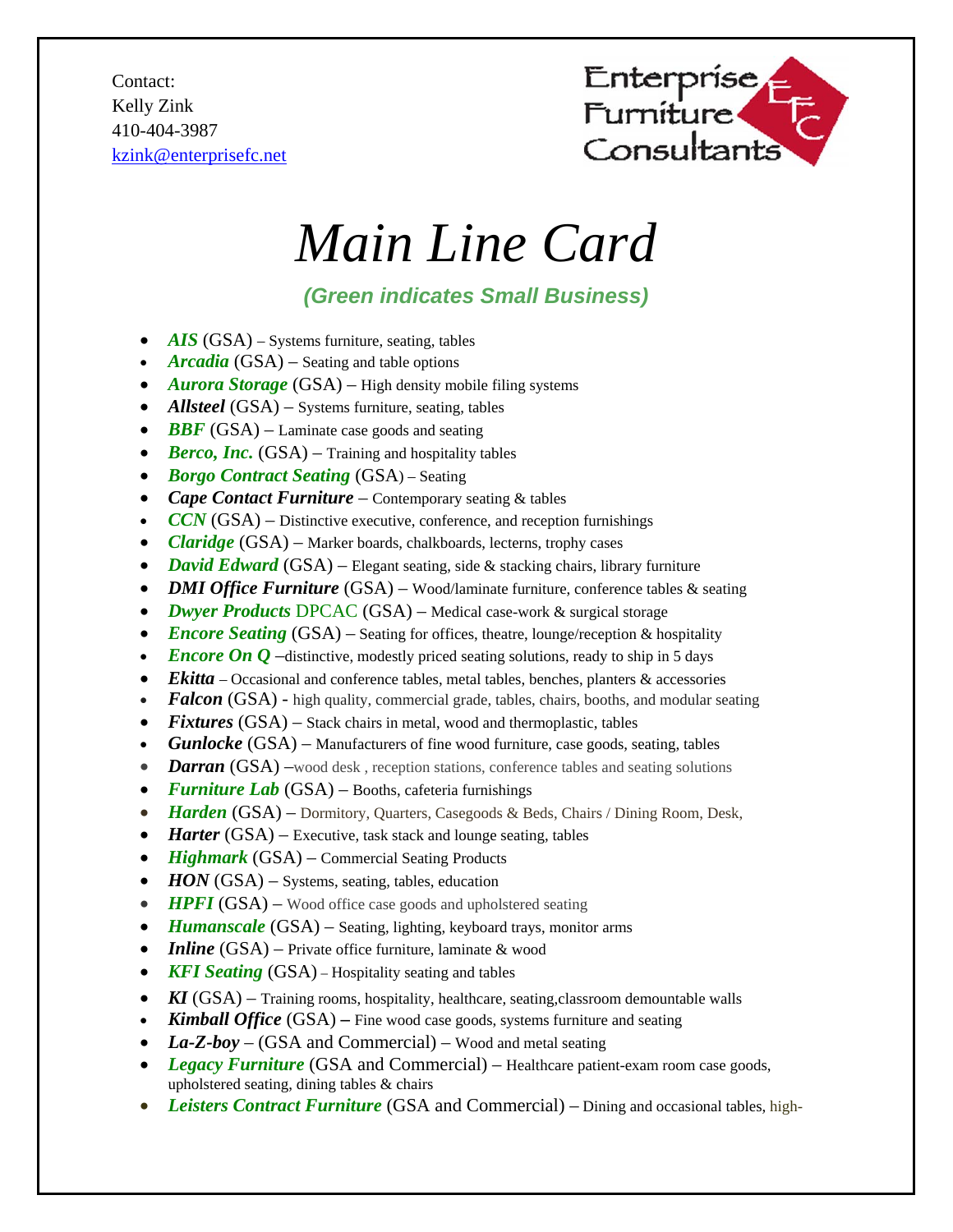Contact:
Kelly Zink
410-404-3987
kzink@enterprisefc.net

Enterprise Furniture Consultants

# *Main Line Card*

***(Green indicates Small Business)***

- ***AIS*** (GSA) – Systems furniture, seating, tables
- ***Arcadia*** (GSA) – Seating and table options
- ***Aurora Storage*** (GSA) – High density mobile filing systems
- ***Allsteel*** (GSA) – Systems furniture, seating, tables
- ***BBF*** (GSA) – Laminate case goods and seating
- ***Berco, Inc.*** (GSA) – Training and hospitality tables
- ***Borgo Contract Seating*** (GSA) – Seating
- ***Cape Contact Furniture*** – Contemporary seating & tables
- ***CCN*** (GSA) – Distinctive executive, conference, and reception furnishings
- ***Claridge*** (GSA) – Marker boards, chalkboards, lecterns, trophy cases
- ***David Edward*** (GSA) – Elegant seating, side & stacking chairs, library furniture
- ***DMI Office Furniture*** (GSA) – Wood/laminate furniture, conference tables & seating
- ***Dwyer Products*** DPCAC (GSA) – Medical case-work & surgical storage
- ***Encore Seating*** (GSA) – Seating for offices, theatre, lounge/reception & hospitality
- ***Encore On Q*** –distinctive, modestly priced seating solutions, ready to ship in 5 days
- ***Ekitta*** – Occasional and conference tables, metal tables, benches, planters & accessories
- ***Falcon*** (GSA) - high quality, commercial grade, tables, chairs, booths, and modular seating
- ***Fixtures*** (GSA) – Stack chairs in metal, wood and thermoplastic, tables
- ***Gunlocke*** (GSA) – Manufacturers of fine wood furniture, case goods, seating, tables
- ***Darran*** (GSA) –wood desk , reception stations, conference tables and seating solutions
- ***Furniture Lab*** (GSA) – Booths, cafeteria furnishings
- ***Harden*** (GSA) – Dormitory, Quarters, Casegoods & Beds, Chairs / Dining Room, Desk,
- ***Harter*** (GSA) – Executive, task stack and lounge seating, tables
- ***Highmark*** (GSA) – Commercial Seating Products
- ***HON*** (GSA) – Systems, seating, tables, education
- ***HPFI*** (GSA) – Wood office case goods and upholstered seating
- ***Humanscale*** (GSA) – Seating, lighting, keyboard trays, monitor arms
- ***Inline*** (GSA) – Private office furniture, laminate & wood
- ***KFI Seating*** (GSA) – Hospitality seating and tables
- ***KI*** (GSA) – Training rooms, hospitality, healthcare, seating,classroom demountable walls
- ***Kimball Office*** (GSA) – Fine wood case goods, systems furniture and seating
- ***La-Z-boy*** – (GSA and Commercial) – Wood and metal seating
- ***Legacy Furniture*** (GSA and Commercial) – Healthcare patient-exam room case goods, upholstered seating, dining tables & chairs
- ***Leisters Contract Furniture*** (GSA and Commercial) – Dining and occasional tables, high-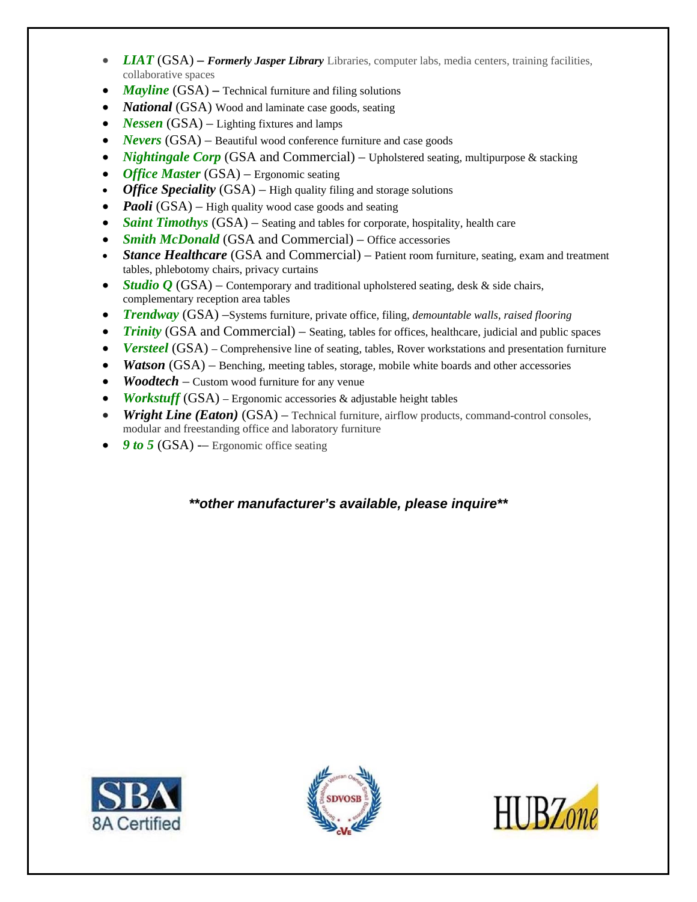- ***LIAT*** (GSA) – ***Formerly Jasper Library*** Libraries, computer labs, media centers, training facilities, collaborative spaces
- ***Mayline*** (GSA) – Technical furniture and filing solutions
- ***National*** (GSA) Wood and laminate case goods, seating
- ***Nessen*** (GSA) – Lighting fixtures and lamps
- ***Nevers*** (GSA) – Beautiful wood conference furniture and case goods
- ***Nightingale Corp*** (GSA and Commercial) – Upholstered seating, multipurpose & stacking
- ***Office Master*** (GSA) – Ergonomic seating
- ***Office Speciality*** (GSA) – High quality filing and storage solutions
- ***Paoli*** (GSA) – High quality wood case goods and seating
- ***Saint Timothys*** (GSA) – Seating and tables for corporate, hospitality, health care
- ***Smith McDonald*** (GSA and Commercial) – Office accessories
- ***Stance Healthcare*** (GSA and Commercial) – Patient room furniture, seating, exam and treatment tables, phlebotomy chairs, privacy curtains
- ***Studio Q*** (GSA) – Contemporary and traditional upholstered seating, desk & side chairs, complementary reception area tables
- ***Trendway*** (GSA) –Systems furniture, private office, filing, *demountable walls*, *raised flooring*
- ***Trinity*** (GSA and Commercial) – Seating, tables for offices, healthcare, judicial and public spaces
- ***Versteel*** (GSA) – Comprehensive line of seating, tables, Rover workstations and presentation furniture
- ***Watson*** (GSA) – Benching, meeting tables, storage, mobile white boards and other accessories
- ***Woodtech*** – Custom wood furniture for any venue
- ***Workstuff*** (GSA) – Ergonomic accessories & adjustable height tables
- ***Wright Line (Eaton)*** (GSA) – Technical furniture, airflow products, command-control consoles, modular and freestanding office and laboratory furniture
- ***9 to 5*** (GSA) -– Ergonomic office seating

***\*\*other manufacturer's available, please inquire\*\****

SBA 8A Certified

SDVOSB

HUBZone